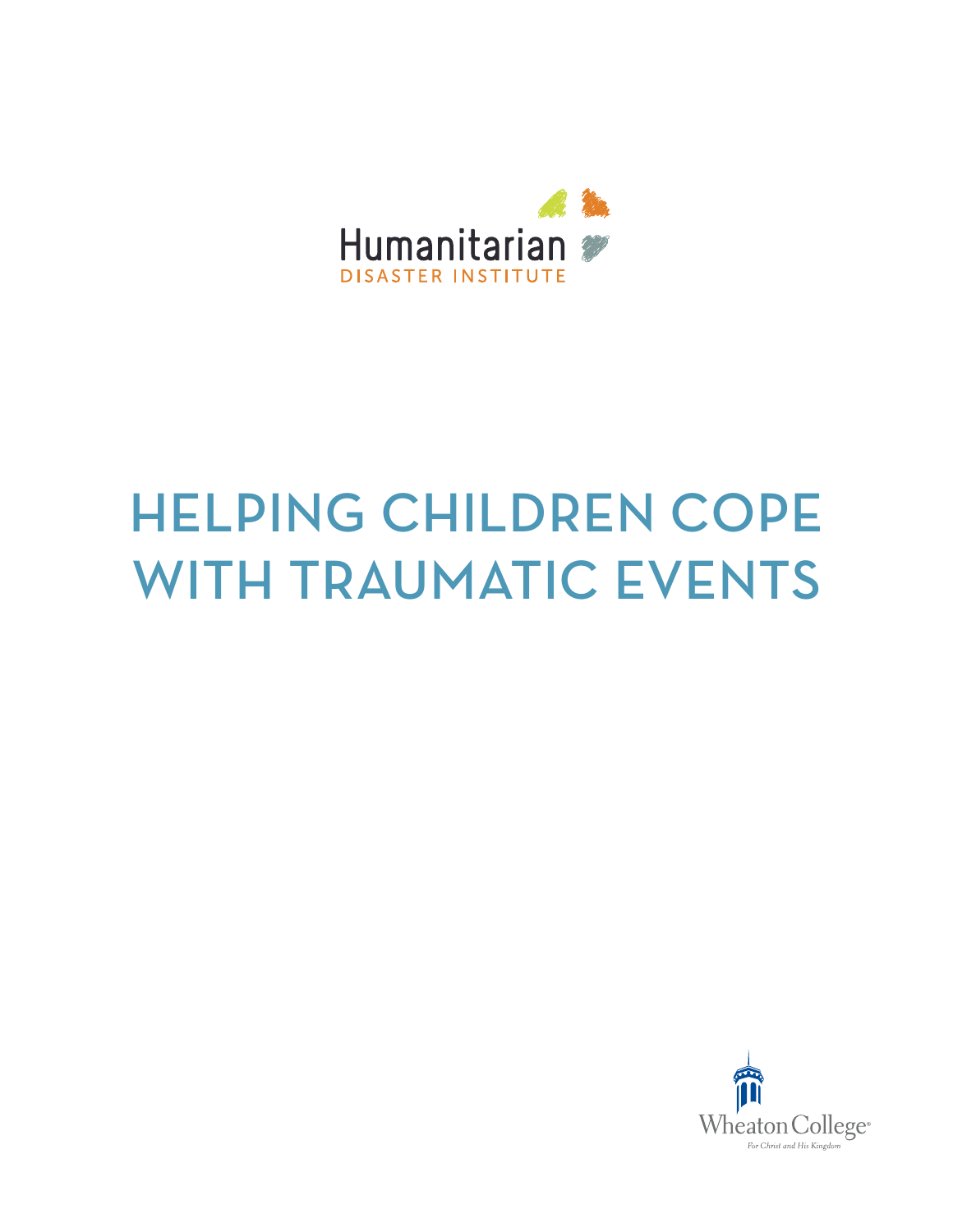Humanitarian
DISASTER INSTITUTE

# HELPING CHILDREN COPE WITH TRAUMATIC EVENTS

Wheaton College
For Christ and His Kingdom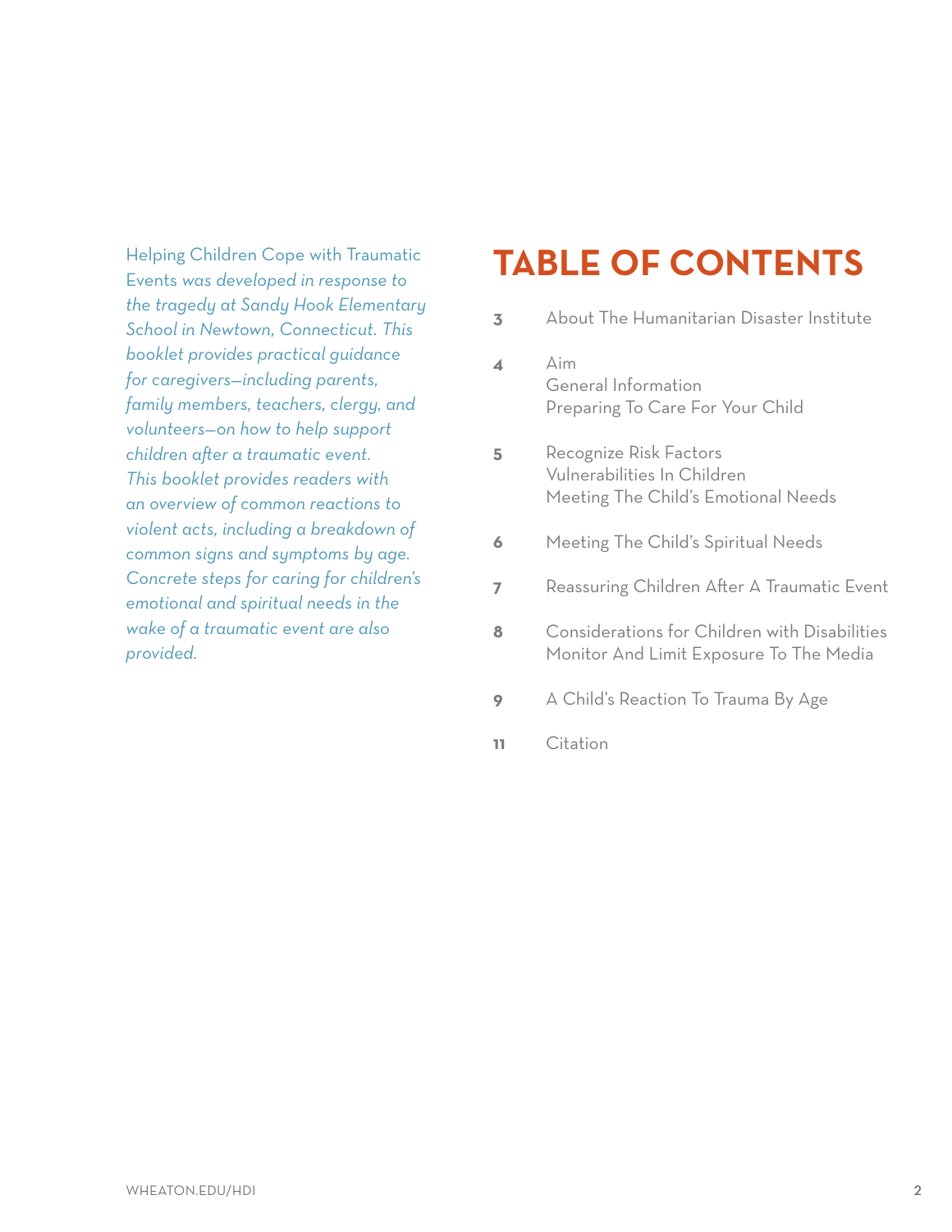Helping Children Cope with Traumatic Events *was developed in response to the tragedy at Sandy Hook Elementary School in Newtown, Connecticut. This booklet provides practical guidance for caregivers—including parents, family members, teachers, clergy, and volunteers—on how to help support children after a traumatic event. This booklet provides readers with an overview of common reactions to violent acts, including a breakdown of common signs and symptoms by age. Concrete steps for caring for children's emotional and spiritual needs in the wake of a traumatic event are also provided.*

# TABLE OF CONTENTS

**3** About The Humanitarian Disaster Institute

**4** Aim
General Information
Preparing To Care For Your Child

**5** Recognize Risk Factors
Vulnerabilities In Children
Meeting The Child's Emotional Needs

**6** Meeting The Child's Spiritual Needs

**7** Reassuring Children After A Traumatic Event

**8** Considerations for Children with Disabilities
Monitor And Limit Exposure To The Media

**9** A Child's Reaction To Trauma By Age

**11** Citation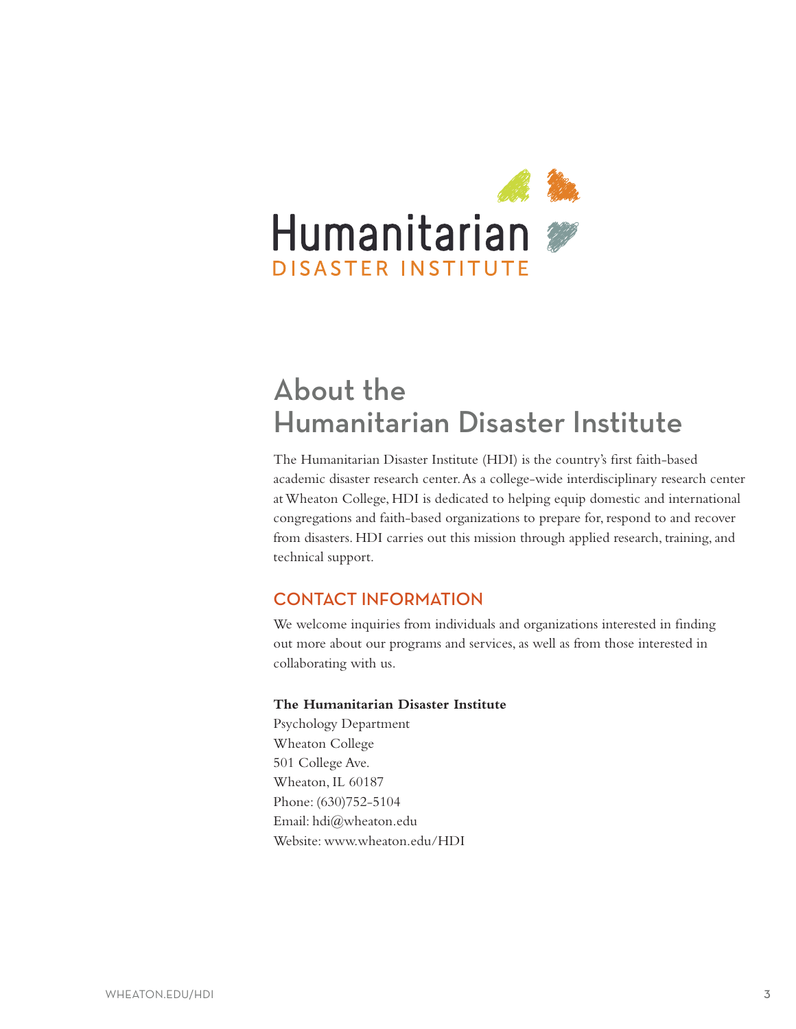Humanitarian
DISASTER INSTITUTE

# About the Humanitarian Disaster Institute

The Humanitarian Disaster Institute (HDI) is the country's first faith-based academic disaster research center. As a college-wide interdisciplinary research center at Wheaton College, HDI is dedicated to helping equip domestic and international congregations and faith-based organizations to prepare for, respond to and recover from disasters. HDI carries out this mission through applied research, training, and technical support.

## CONTACT INFORMATION

We welcome inquiries from individuals and organizations interested in finding out more about our programs and services, as well as from those interested in collaborating with us.

**The Humanitarian Disaster Institute**
Psychology Department
Wheaton College
501 College Ave.
Wheaton, IL 60187
Phone: (630)752-5104
Email: hdi@wheaton.edu
Website: www.wheaton.edu/HDI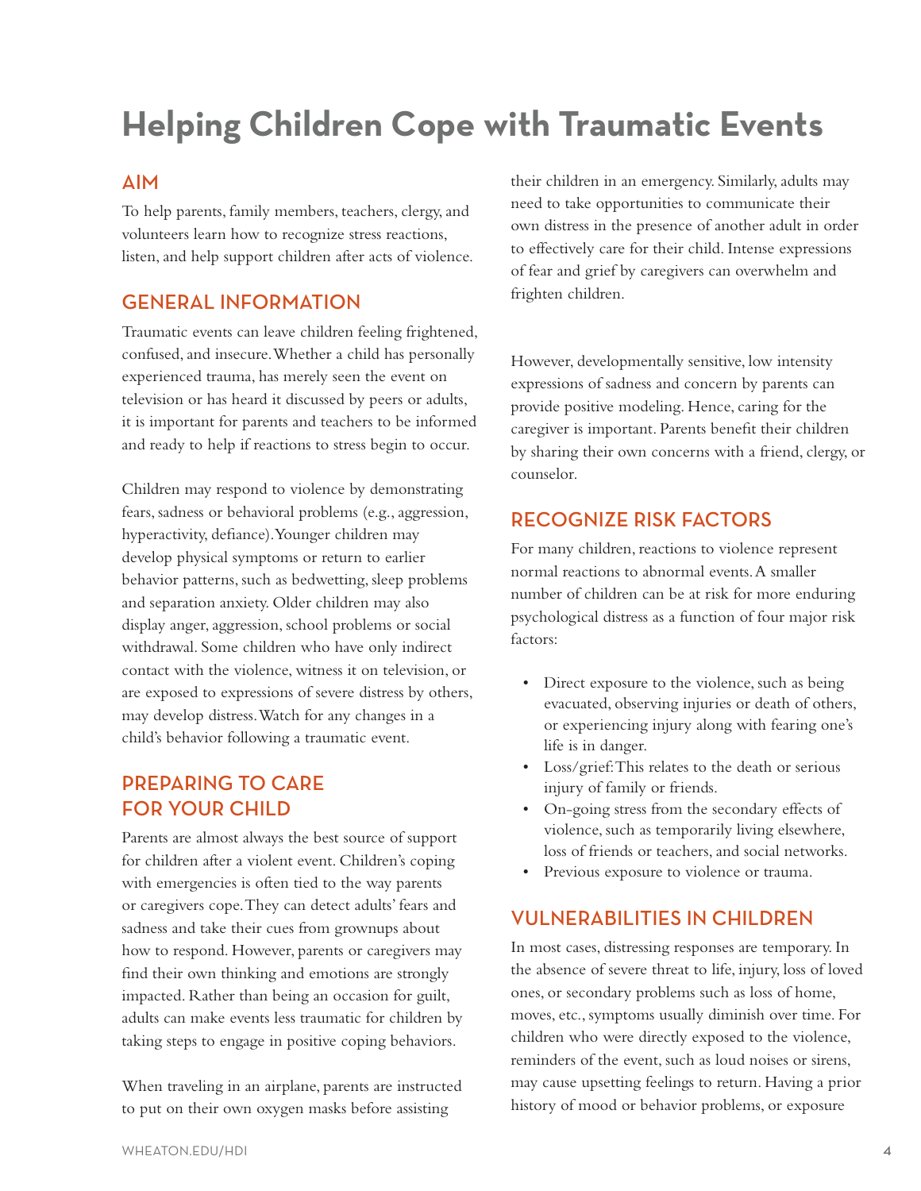# Helping Children Cope with Traumatic Events

## AIM

To help parents, family members, teachers, clergy, and volunteers learn how to recognize stress reactions, listen, and help support children after acts of violence.

## GENERAL INFORMATION

Traumatic events can leave children feeling frightened, confused, and insecure. Whether a child has personally experienced trauma, has merely seen the event on television or has heard it discussed by peers or adults, it is important for parents and teachers to be informed and ready to help if reactions to stress begin to occur.

Children may respond to violence by demonstrating fears, sadness or behavioral problems (e.g., aggression, hyperactivity, defiance). Younger children may develop physical symptoms or return to earlier behavior patterns, such as bedwetting, sleep problems and separation anxiety. Older children may also display anger, aggression, school problems or social withdrawal. Some children who have only indirect contact with the violence, witness it on television, or are exposed to expressions of severe distress by others, may develop distress. Watch for any changes in a child's behavior following a traumatic event.

## PREPARING TO CARE FOR YOUR CHILD

Parents are almost always the best source of support for children after a violent event. Children's coping with emergencies is often tied to the way parents or caregivers cope. They can detect adults' fears and sadness and take their cues from grownups about how to respond. However, parents or caregivers may find their own thinking and emotions are strongly impacted. Rather than being an occasion for guilt, adults can make events less traumatic for children by taking steps to engage in positive coping behaviors.

When traveling in an airplane, parents are instructed to put on their own oxygen masks before assisting their children in an emergency. Similarly, adults may need to take opportunities to communicate their own distress in the presence of another adult in order to effectively care for their child. Intense expressions of fear and grief by caregivers can overwhelm and frighten children.

However, developmentally sensitive, low intensity expressions of sadness and concern by parents can provide positive modeling. Hence, caring for the caregiver is important. Parents benefit their children by sharing their own concerns with a friend, clergy, or counselor.

## RECOGNIZE RISK FACTORS

For many children, reactions to violence represent normal reactions to abnormal events. A smaller number of children can be at risk for more enduring psychological distress as a function of four major risk factors:

- Direct exposure to the violence, such as being evacuated, observing injuries or death of others, or experiencing injury along with fearing one's life is in danger.
- Loss/grief: This relates to the death or serious injury of family or friends.
- On-going stress from the secondary effects of violence, such as temporarily living elsewhere, loss of friends or teachers, and social networks.
- Previous exposure to violence or trauma.

## VULNERABILITIES IN CHILDREN

In most cases, distressing responses are temporary. In the absence of severe threat to life, injury, loss of loved ones, or secondary problems such as loss of home, moves, etc., symptoms usually diminish over time. For children who were directly exposed to the violence, reminders of the event, such as loud noises or sirens, may cause upsetting feelings to return. Having a prior history of mood or behavior problems, or exposure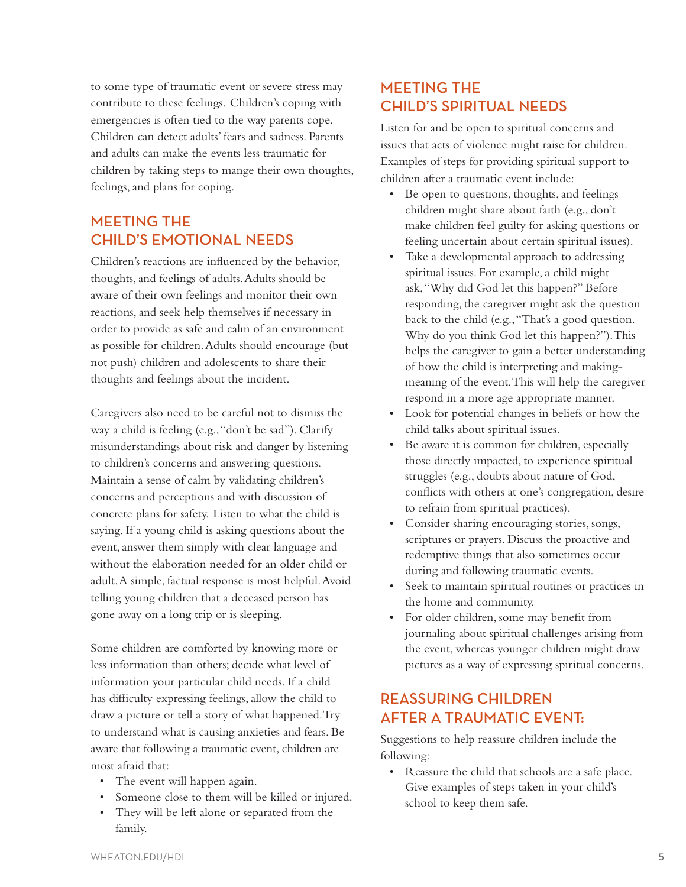to some type of traumatic event or severe stress may contribute to these feelings. Children's coping with emergencies is often tied to the way parents cope. Children can detect adults' fears and sadness. Parents and adults can make the events less traumatic for children by taking steps to mange their own thoughts, feelings, and plans for coping.

## MEETING THE CHILD'S EMOTIONAL NEEDS

Children's reactions are influenced by the behavior, thoughts, and feelings of adults. Adults should be aware of their own feelings and monitor their own reactions, and seek help themselves if necessary in order to provide as safe and calm of an environment as possible for children. Adults should encourage (but not push) children and adolescents to share their thoughts and feelings about the incident.

Caregivers also need to be careful not to dismiss the way a child is feeling (e.g., "don't be sad"). Clarify misunderstandings about risk and danger by listening to children's concerns and answering questions. Maintain a sense of calm by validating children's concerns and perceptions and with discussion of concrete plans for safety. Listen to what the child is saying. If a young child is asking questions about the event, answer them simply with clear language and without the elaboration needed for an older child or adult. A simple, factual response is most helpful. Avoid telling young children that a deceased person has gone away on a long trip or is sleeping.

Some children are comforted by knowing more or less information than others; decide what level of information your particular child needs. If a child has difficulty expressing feelings, allow the child to draw a picture or tell a story of what happened. Try to understand what is causing anxieties and fears. Be aware that following a traumatic event, children are most afraid that:

- The event will happen again.
- Someone close to them will be killed or injured.
- They will be left alone or separated from the family.

## MEETING THE CHILD'S SPIRITUAL NEEDS

Listen for and be open to spiritual concerns and issues that acts of violence might raise for children. Examples of steps for providing spiritual support to children after a traumatic event include:

- Be open to questions, thoughts, and feelings children might share about faith (e.g., don't make children feel guilty for asking questions or feeling uncertain about certain spiritual issues).
- Take a developmental approach to addressing spiritual issues. For example, a child might ask, "Why did God let this happen?" Before responding, the caregiver might ask the question back to the child (e.g., "That's a good question. Why do you think God let this happen?"). This helps the caregiver to gain a better understanding of how the child is interpreting and making-meaning of the event. This will help the caregiver respond in a more age appropriate manner.
- Look for potential changes in beliefs or how the child talks about spiritual issues.
- Be aware it is common for children, especially those directly impacted, to experience spiritual struggles (e.g., doubts about nature of God, conflicts with others at one's congregation, desire to refrain from spiritual practices).
- Consider sharing encouraging stories, songs, scriptures or prayers. Discuss the proactive and redemptive things that also sometimes occur during and following traumatic events.
- Seek to maintain spiritual routines or practices in the home and community.
- For older children, some may benefit from journaling about spiritual challenges arising from the event, whereas younger children might draw pictures as a way of expressing spiritual concerns.

## REASSURING CHILDREN AFTER A TRAUMATIC EVENT:

Suggestions to help reassure children include the following:

- Reassure the child that schools are a safe place. Give examples of steps taken in your child's school to keep them safe.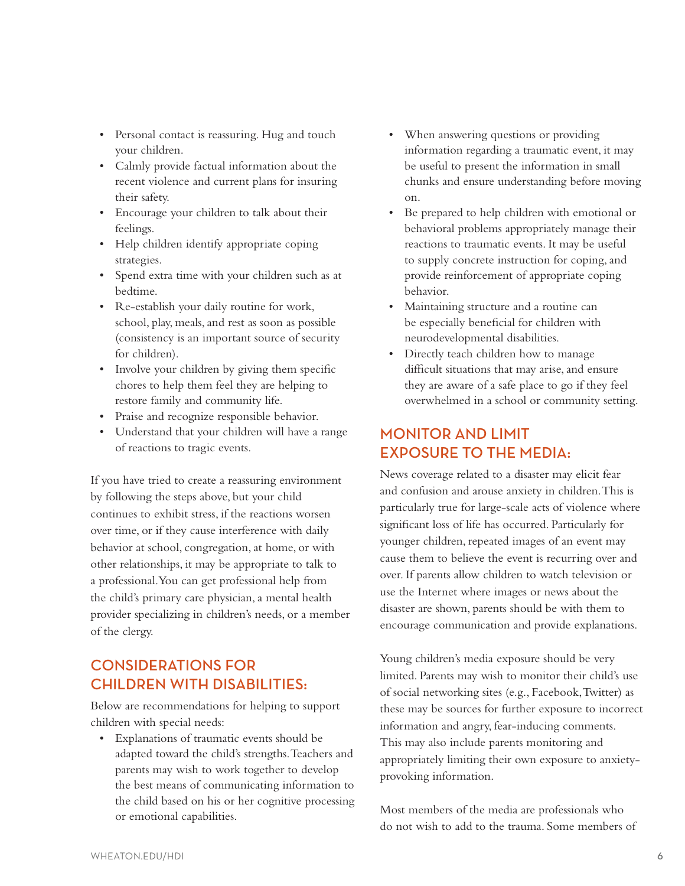- Personal contact is reassuring. Hug and touch your children.
- Calmly provide factual information about the recent violence and current plans for insuring their safety.
- Encourage your children to talk about their feelings.
- Help children identify appropriate coping strategies.
- Spend extra time with your children such as at bedtime.
- Re-establish your daily routine for work, school, play, meals, and rest as soon as possible (consistency is an important source of security for children).
- Involve your children by giving them specific chores to help them feel they are helping to restore family and community life.
- Praise and recognize responsible behavior.
- Understand that your children will have a range of reactions to tragic events.

If you have tried to create a reassuring environment by following the steps above, but your child continues to exhibit stress, if the reactions worsen over time, or if they cause interference with daily behavior at school, congregation, at home, or with other relationships, it may be appropriate to talk to a professional. You can get professional help from the child's primary care physician, a mental health provider specializing in children's needs, or a member of the clergy.

## CONSIDERATIONS FOR CHILDREN WITH DISABILITIES:

Below are recommendations for helping to support children with special needs:

- Explanations of traumatic events should be adapted toward the child's strengths. Teachers and parents may wish to work together to develop the best means of communicating information to the child based on his or her cognitive processing or emotional capabilities.
- When answering questions or providing information regarding a traumatic event, it may be useful to present the information in small chunks and ensure understanding before moving on.
- Be prepared to help children with emotional or behavioral problems appropriately manage their reactions to traumatic events. It may be useful to supply concrete instruction for coping, and provide reinforcement of appropriate coping behavior.
- Maintaining structure and a routine can be especially beneficial for children with neurodevelopmental disabilities.
- Directly teach children how to manage difficult situations that may arise, and ensure they are aware of a safe place to go if they feel overwhelmed in a school or community setting.

## MONITOR AND LIMIT EXPOSURE TO THE MEDIA:

News coverage related to a disaster may elicit fear and confusion and arouse anxiety in children. This is particularly true for large-scale acts of violence where significant loss of life has occurred. Particularly for younger children, repeated images of an event may cause them to believe the event is recurring over and over. If parents allow children to watch television or use the Internet where images or news about the disaster are shown, parents should be with them to encourage communication and provide explanations.

Young children's media exposure should be very limited. Parents may wish to monitor their child's use of social networking sites (e.g., Facebook, Twitter) as these may be sources for further exposure to incorrect information and angry, fear-inducing comments. This may also include parents monitoring and appropriately limiting their own exposure to anxiety-provoking information.

Most members of the media are professionals who do not wish to add to the trauma. Some members of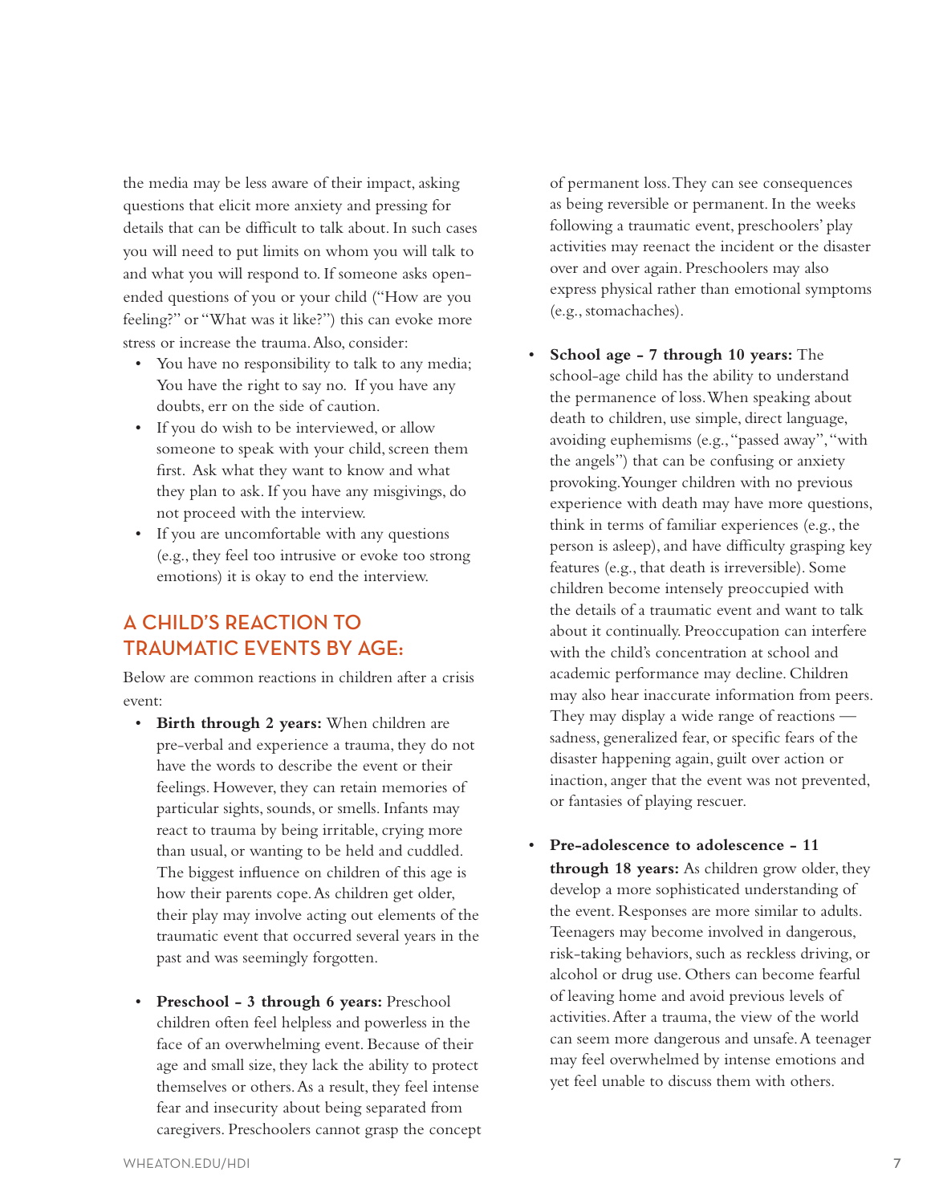the media may be less aware of their impact, asking questions that elicit more anxiety and pressing for details that can be difficult to talk about. In such cases you will need to put limits on whom you will talk to and what you will respond to. If someone asks open-ended questions of you or your child ("How are you feeling?" or "What was it like?") this can evoke more stress or increase the trauma. Also, consider:

- You have no responsibility to talk to any media; You have the right to say no. If you have any doubts, err on the side of caution.
- If you do wish to be interviewed, or allow someone to speak with your child, screen them first. Ask what they want to know and what they plan to ask. If you have any misgivings, do not proceed with the interview.
- If you are uncomfortable with any questions (e.g., they feel too intrusive or evoke too strong emotions) it is okay to end the interview.

## A CHILD'S REACTION TO TRAUMATIC EVENTS BY AGE:

Below are common reactions in children after a crisis event:

- **Birth through 2 years:** When children are pre-verbal and experience a trauma, they do not have the words to describe the event or their feelings. However, they can retain memories of particular sights, sounds, or smells. Infants may react to trauma by being irritable, crying more than usual, or wanting to be held and cuddled. The biggest influence on children of this age is how their parents cope. As children get older, their play may involve acting out elements of the traumatic event that occurred several years in the past and was seemingly forgotten.

- **Preschool - 3 through 6 years:** Preschool children often feel helpless and powerless in the face of an overwhelming event. Because of their age and small size, they lack the ability to protect themselves or others. As a result, they feel intense fear and insecurity about being separated from caregivers. Preschoolers cannot grasp the concept of permanent loss. They can see consequences as being reversible or permanent. In the weeks following a traumatic event, preschoolers' play activities may reenact the incident or the disaster over and over again. Preschoolers may also express physical rather than emotional symptoms (e.g., stomachaches).

- **School age - 7 through 10 years:** The school-age child has the ability to understand the permanence of loss. When speaking about death to children, use simple, direct language, avoiding euphemisms (e.g., "passed away", "with the angels") that can be confusing or anxiety provoking. Younger children with no previous experience with death may have more questions, think in terms of familiar experiences (e.g., the person is asleep), and have difficulty grasping key features (e.g., that death is irreversible). Some children become intensely preoccupied with the details of a traumatic event and want to talk about it continually. Preoccupation can interfere with the child's concentration at school and academic performance may decline. Children may also hear inaccurate information from peers. They may display a wide range of reactions — sadness, generalized fear, or specific fears of the disaster happening again, guilt over action or inaction, anger that the event was not prevented, or fantasies of playing rescuer.

- **Pre-adolescence to adolescence - 11 through 18 years:** As children grow older, they develop a more sophisticated understanding of the event. Responses are more similar to adults. Teenagers may become involved in dangerous, risk-taking behaviors, such as reckless driving, or alcohol or drug use. Others can become fearful of leaving home and avoid previous levels of activities. After a trauma, the view of the world can seem more dangerous and unsafe. A teenager may feel overwhelmed by intense emotions and yet feel unable to discuss them with others.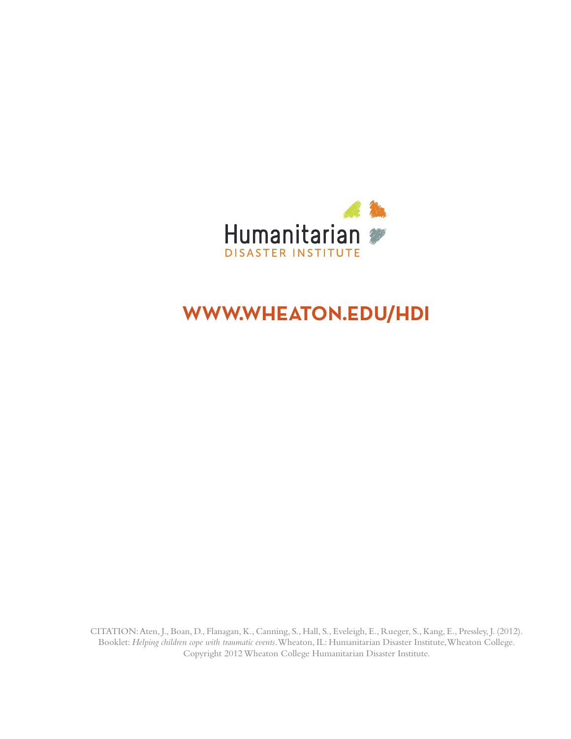Humanitarian
DISASTER INSTITUTE

**WWW.WHEATON.EDU/HDI**

CITATION: Aten, J., Boan, D., Flanagan, K., Canning, S., Hall, S., Eveleigh, E., Rueger, S., Kang, E., Pressley, J. (2012). Booklet: *Helping children cope with traumatic events*. Wheaton, IL: Humanitarian Disaster Institute, Wheaton College. Copyright 2012 Wheaton College Humanitarian Disaster Institute.